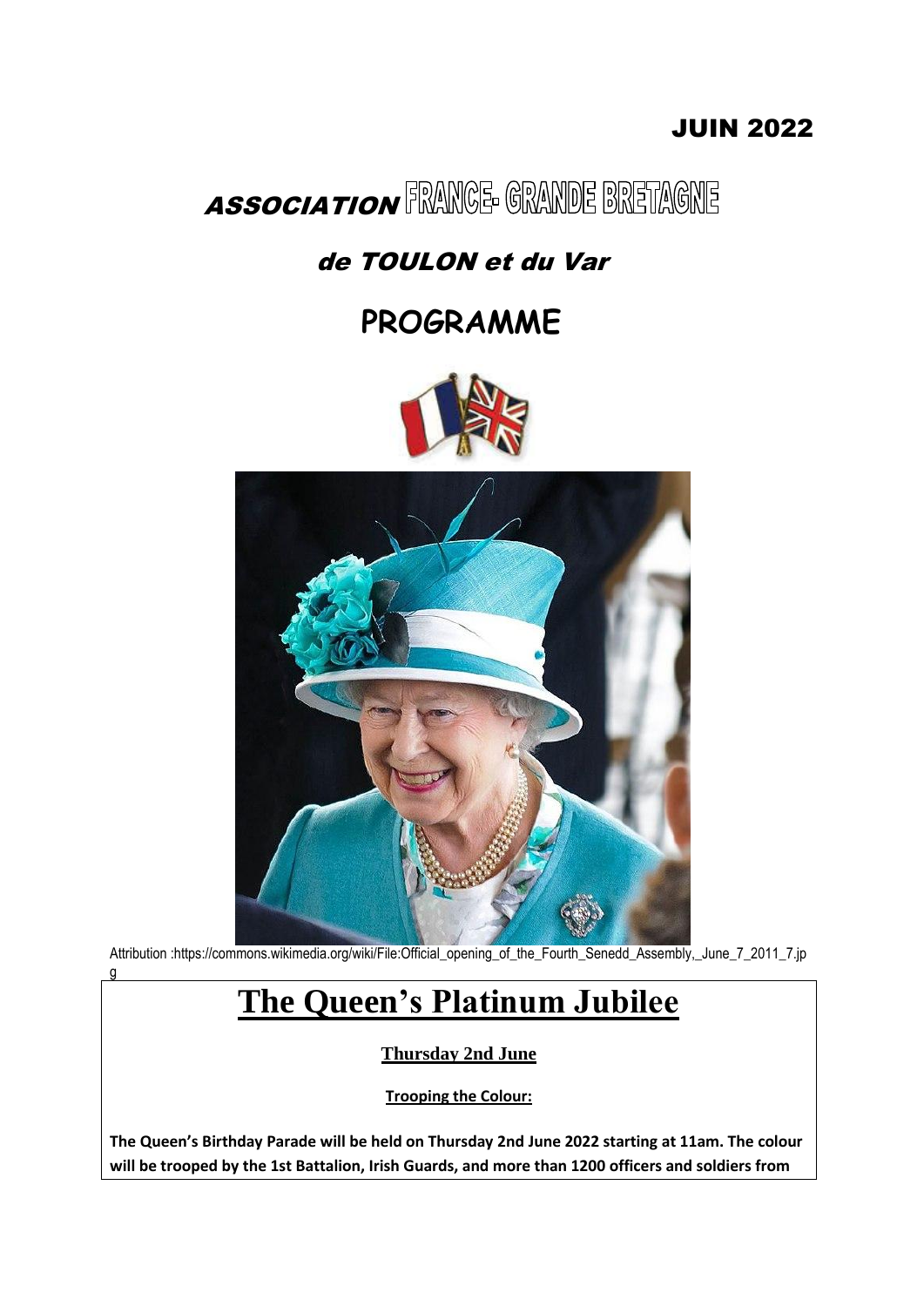JUIN 2022

# ASSOCIATION FRANCE- GRANDE BRETAGNE

## de TOULON et du Var

## PROGRAMME

Attribution :https://commons.wikimedia.org/wiki/File:Official_opening_of_the_Fourth_Senedd_Assembly,_June_7_2011_7.jpg

# The Queen's Platinum Jubilee

**Thursday 2nd June**

**Trooping the Colour:**

**The Queen's Birthday Parade will be held on Thursday 2nd June 2022 starting at 11am. The colour will be trooped by the 1st Battalion, Irish Guards, and more than 1200 officers and soldiers from**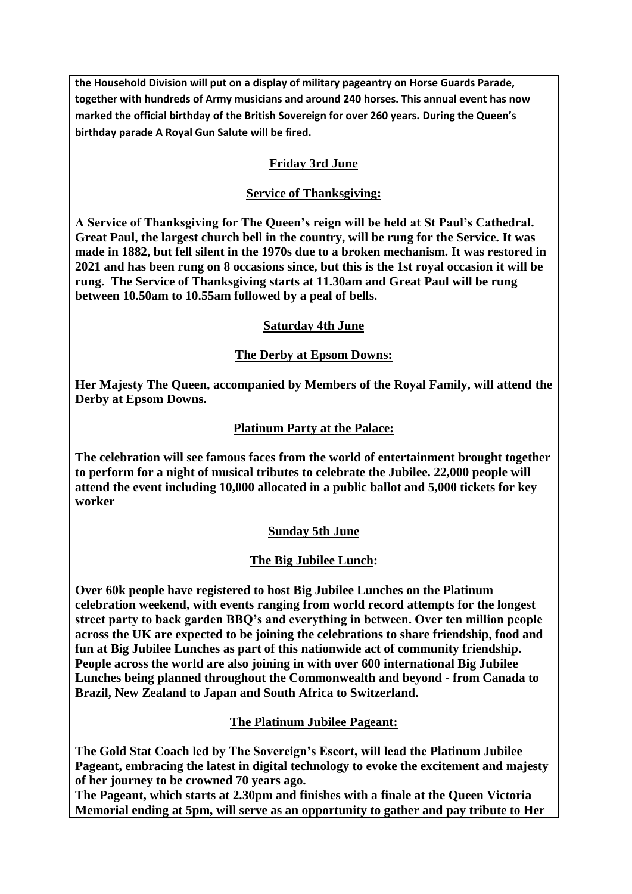**the Household Division will put on a display of military pageantry on Horse Guards Parade, together with hundreds of Army musicians and around 240 horses. This annual event has now marked the official birthday of the British Sovereign for over 260 years. During the Queen's birthday parade A Royal Gun Salute will be fired.**

## Friday 3rd June

### Service of Thanksgiving:

**A Service of Thanksgiving for The Queen's reign will be held at St Paul's Cathedral. Great Paul, the largest church bell in the country, will be rung for the Service. It was made in 1882, but fell silent in the 1970s due to a broken mechanism. It was restored in 2021 and has been rung on 8 occasions since, but this is the 1st royal occasion it will be rung. The Service of Thanksgiving starts at 11.30am and Great Paul will be rung between 10.50am to 10.55am followed by a peal of bells.**

## Saturday 4th June

### The Derby at Epsom Downs:

**Her Majesty The Queen, accompanied by Members of the Royal Family, will attend the Derby at Epsom Downs.**

### Platinum Party at the Palace:

**The celebration will see famous faces from the world of entertainment brought together to perform for a night of musical tributes to celebrate the Jubilee. 22,000 people will attend the event including 10,000 allocated in a public ballot and 5,000 tickets for key worker**

## Sunday 5th June

### The Big Jubilee Lunch:

**Over 60k people have registered to host Big Jubilee Lunches on the Platinum celebration weekend, with events ranging from world record attempts for the longest street party to back garden BBQ's and everything in between. Over ten million people across the UK are expected to be joining the celebrations to share friendship, food and fun at Big Jubilee Lunches as part of this nationwide act of community friendship. People across the world are also joining in with over 600 international Big Jubilee Lunches being planned throughout the Commonwealth and beyond - from Canada to Brazil, New Zealand to Japan and South Africa to Switzerland.**

### The Platinum Jubilee Pageant:

**The Gold Stat Coach led by The Sovereign's Escort, will lead the Platinum Jubilee Pageant, embracing the latest in digital technology to evoke the excitement and majesty of her journey to be crowned 70 years ago.**
**The Pageant, which starts at 2.30pm and finishes with a finale at the Queen Victoria Memorial ending at 5pm, will serve as an opportunity to gather and pay tribute to Her**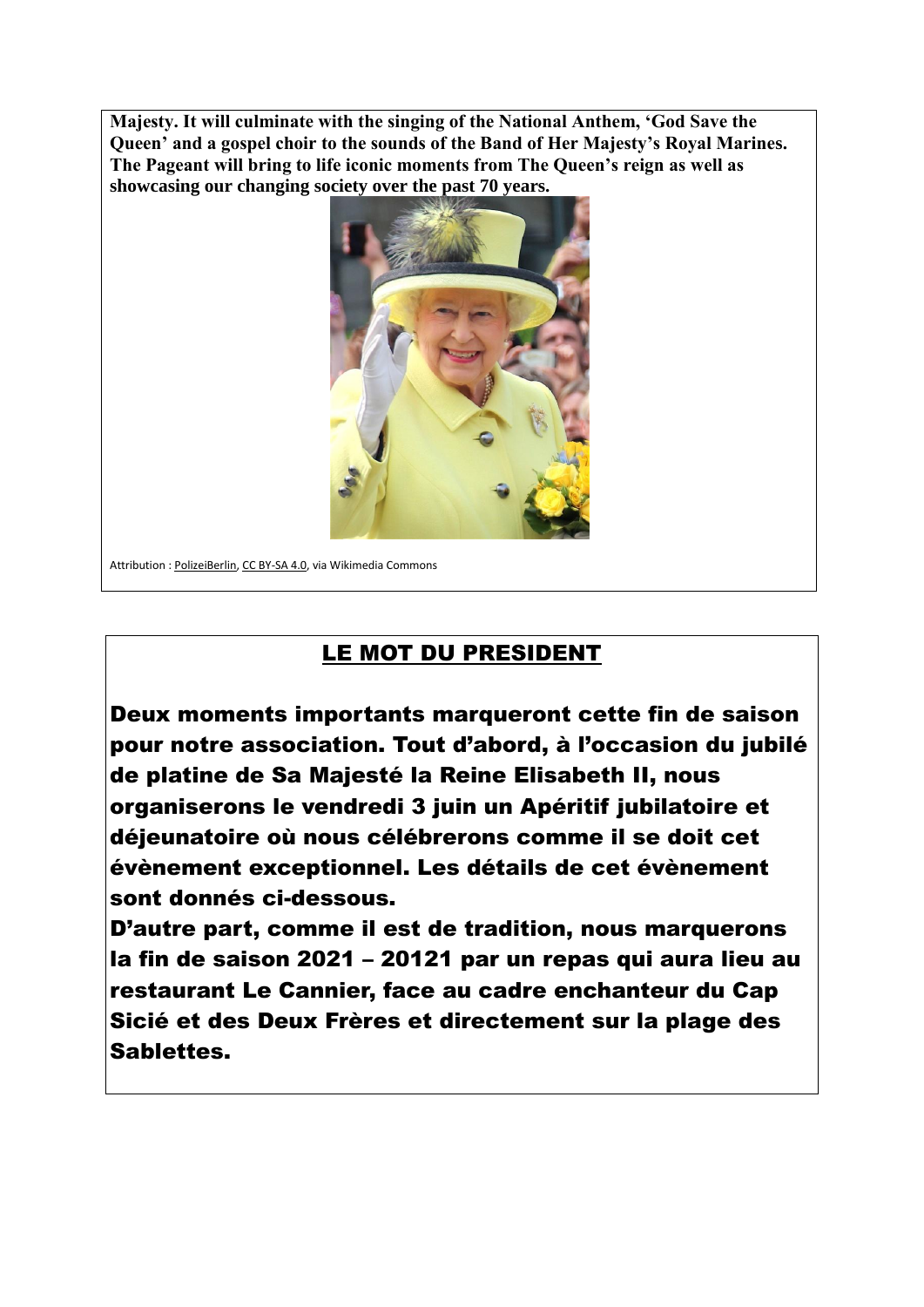**Majesty. It will culminate with the singing of the National Anthem, 'God Save the Queen' and a gospel choir to the sounds of the Band of Her Majesty's Royal Marines. The Pageant will bring to life iconic moments from The Queen's reign as well as showcasing our changing society over the past 70 years.**

Attribution : PolizeiBerlin, CC BY-SA 4.0, via Wikimedia Commons

## LE MOT DU PRESIDENT

**Deux moments importants marqueront cette fin de saison pour notre association. Tout d'abord, à l'occasion du jubilé de platine de Sa Majesté la Reine Elisabeth II, nous organiserons le vendredi 3 juin un Apéritif jubilatoire et déjeunatoire où nous célébrerons comme il se doit cet évènement exceptionnel. Les détails de cet évènement sont donnés ci-dessous.**

**D'autre part, comme il est de tradition, nous marquerons la fin de saison 2021 – 20121 par un repas qui aura lieu au restaurant Le Cannier, face au cadre enchanteur du Cap Sicié et des Deux Frères et directement sur la plage des Sablettes.**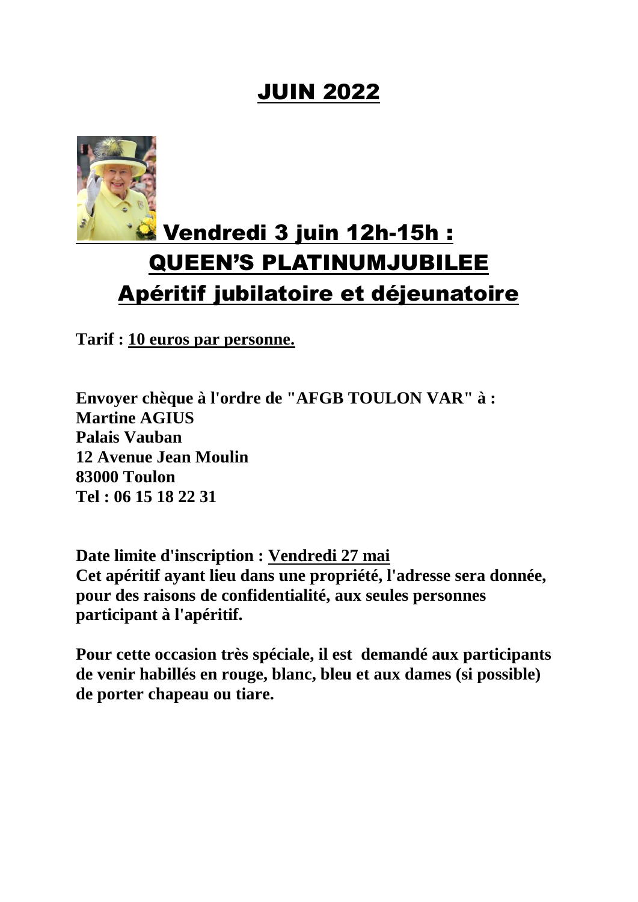# JUIN 2022

## Vendredi 3 juin 12h-15h : QUEEN'S PLATINUMJUBILEE Apéritif jubilatoire et déjeunatoire

**Tarif : 10 euros par personne.**

**Envoyer chèque à l'ordre de "AFGB TOULON VAR" à :**
**Martine AGIUS**
**Palais Vauban**
**12 Avenue Jean Moulin**
**83000 Toulon**
**Tel : 06 15 18 22 31**

**Date limite d'inscription : Vendredi 27 mai**
**Cet apéritif ayant lieu dans une propriété, l'adresse sera donnée, pour des raisons de confidentialité, aux seules personnes participant à l'apéritif.**

**Pour cette occasion très spéciale, il est demandé aux participants de venir habillés en rouge, blanc, bleu et aux dames (si possible) de porter chapeau ou tiare.**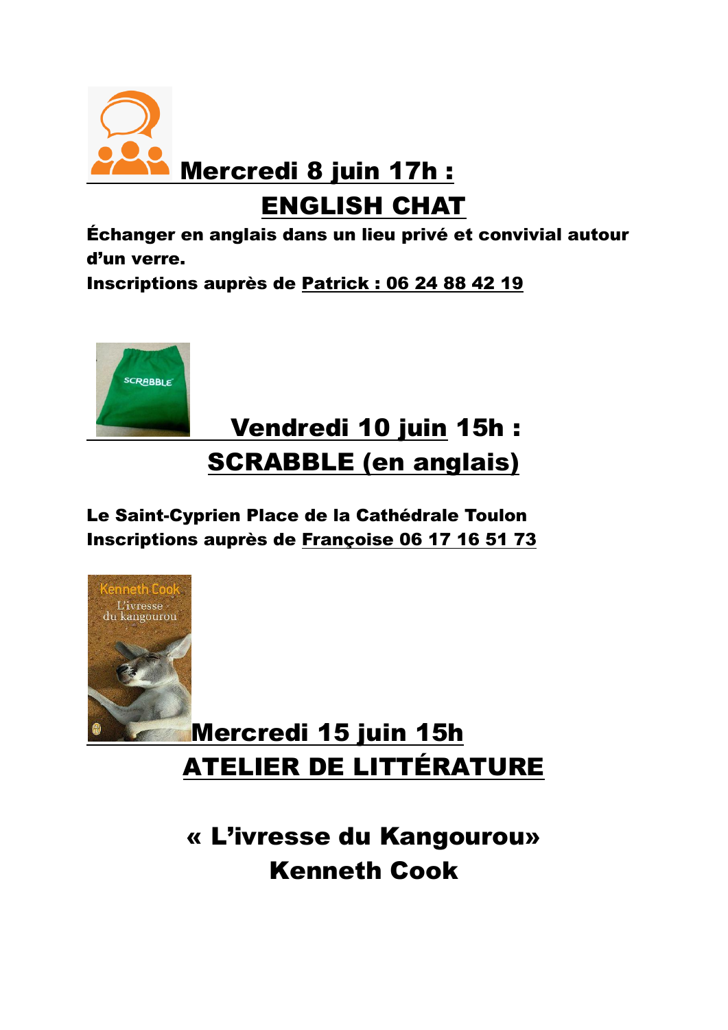## Mercredi 8 juin 17h :

## ENGLISH CHAT

**Échanger en anglais dans un lieu privé et convivial autour d'un verre.**

**Inscriptions auprès de Patrick : 06 24 88 42 19**

## Vendredi 10 juin 15h :

## SCRABBLE (en anglais)

**Le Saint-Cyprien Place de la Cathédrale Toulon**

**Inscriptions auprès de Françoise 06 17 16 51 73**

## Mercredi 15 juin 15h

## ATELIER DE LITTÉRATURE

## « L'ivresse du Kangourou»

## Kenneth Cook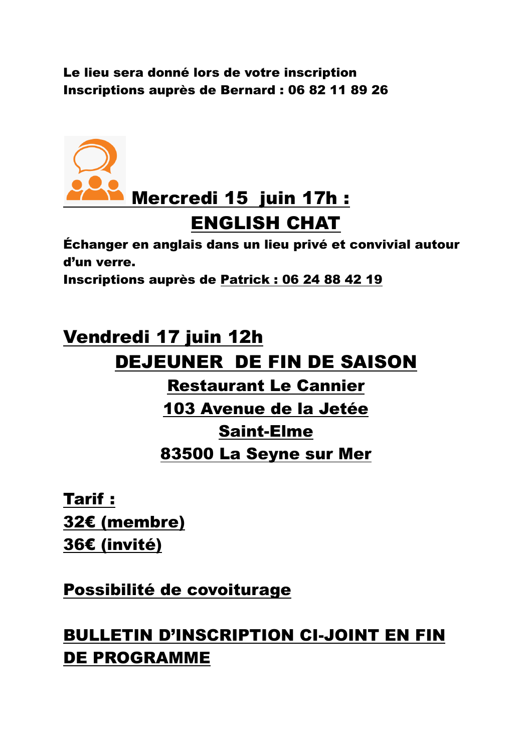**Le lieu sera donné lors de votre inscription**
**Inscriptions auprès de Bernard : 06 82 11 89 26**

## Mercredi 15 juin 17h :

## ENGLISH CHAT

**Échanger en anglais dans un lieu privé et convivial autour d'un verre.**
**Inscriptions auprès de Patrick : 06 24 88 42 19**

## Vendredi 17 juin 12h

## DEJEUNER DE FIN DE SAISON

**Restaurant Le Cannier**
**103 Avenue de la Jetée**
**Saint-Elme**
**83500 La Seyne sur Mer**

**Tarif :**
**32€ (membre)**
**36€ (invité)**

**Possibilité de covoiturage**

**BULLETIN D'INSCRIPTION CI-JOINT EN FIN DE PROGRAMME**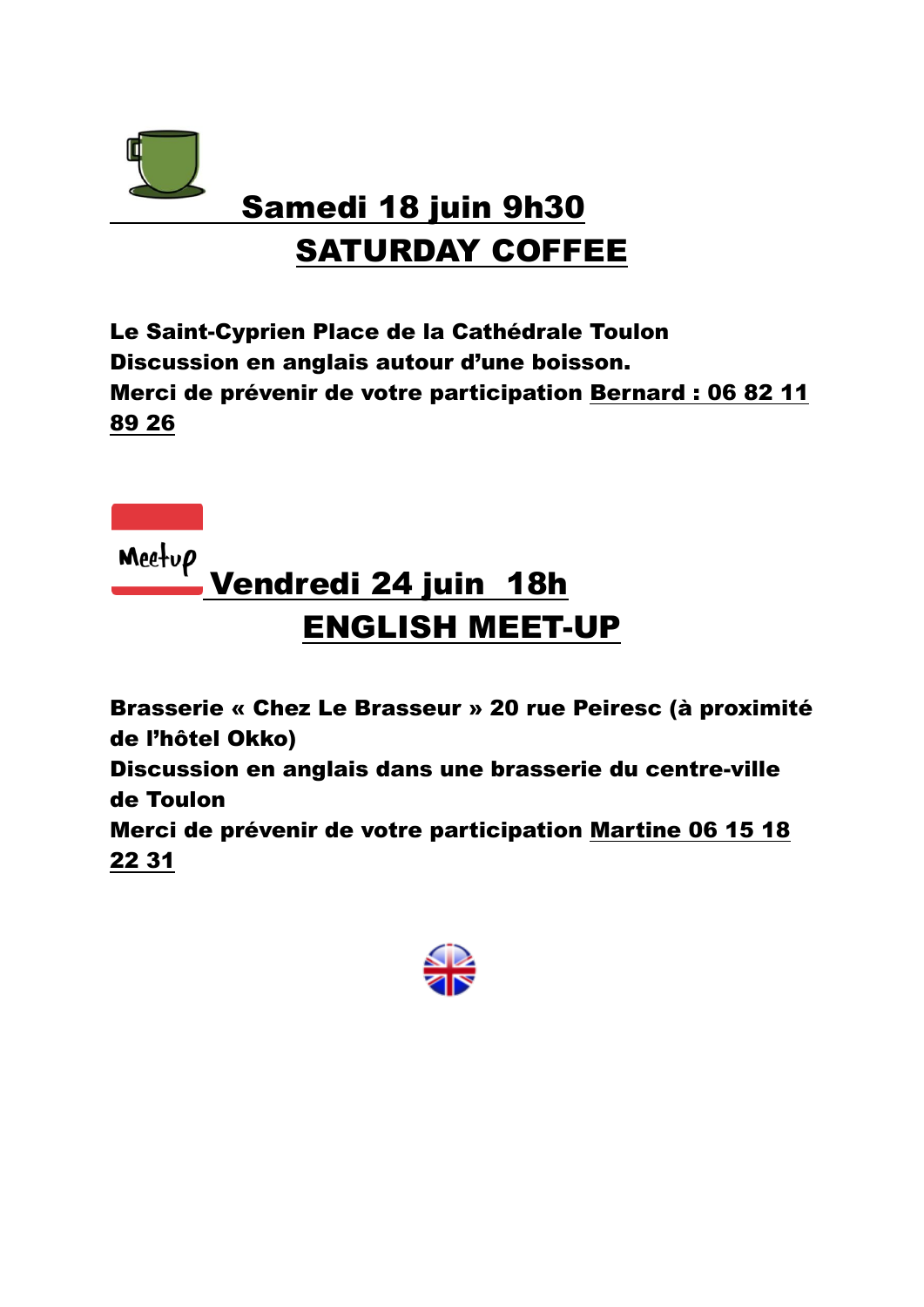## Samedi 18 juin 9h30

## SATURDAY COFFEE

**Le Saint-Cyprien Place de la Cathédrale Toulon**
**Discussion en anglais autour d'une boisson.**
**Merci de prévenir de votre participation Bernard : 06 82 11 89 26**

## Vendredi 24 juin 18h

## ENGLISH MEET-UP

**Brasserie « Chez Le Brasseur » 20 rue Peiresc (à proximité de l'hôtel Okko)**
**Discussion en anglais dans une brasserie du centre-ville de Toulon**
**Merci de prévenir de votre participation Martine 06 15 18 22 31**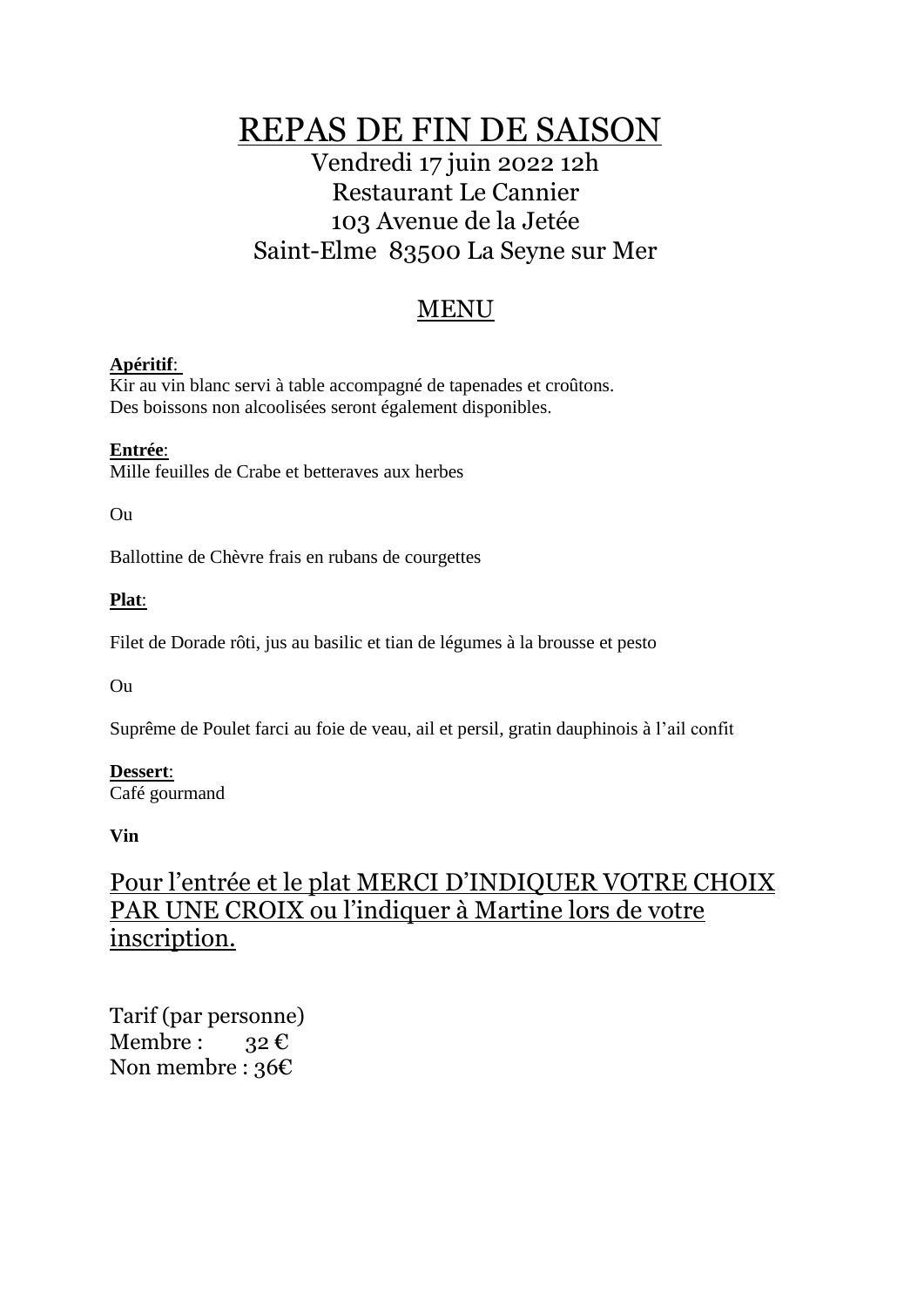# REPAS DE FIN DE SAISON

Vendredi 17 juin 2022 12h
Restaurant Le Cannier
103 Avenue de la Jetée
Saint-Elme 83500 La Seyne sur Mer

## MENU

**Apéritif**:
Kir au vin blanc servi à table accompagné de tapenades et croûtons.
Des boissons non alcoolisées seront également disponibles.

**Entrée**:
Mille feuilles de Crabe et betteraves aux herbes

Ou

Ballottine de Chèvre frais en rubans de courgettes

**Plat**:

Filet de Dorade rôti, jus au basilic et tian de légumes à la brousse et pesto

Ou

Suprême de Poulet farci au foie de veau, ail et persil, gratin dauphinois à l'ail confit

**Dessert**:
Café gourmand

**Vin**

Pour l'entrée et le plat MERCI D'INDIQUER VOTRE CHOIX PAR UNE CROIX ou l'indiquer à Martine lors de votre inscription.

Tarif (par personne)
Membre : 32 €
Non membre : 36€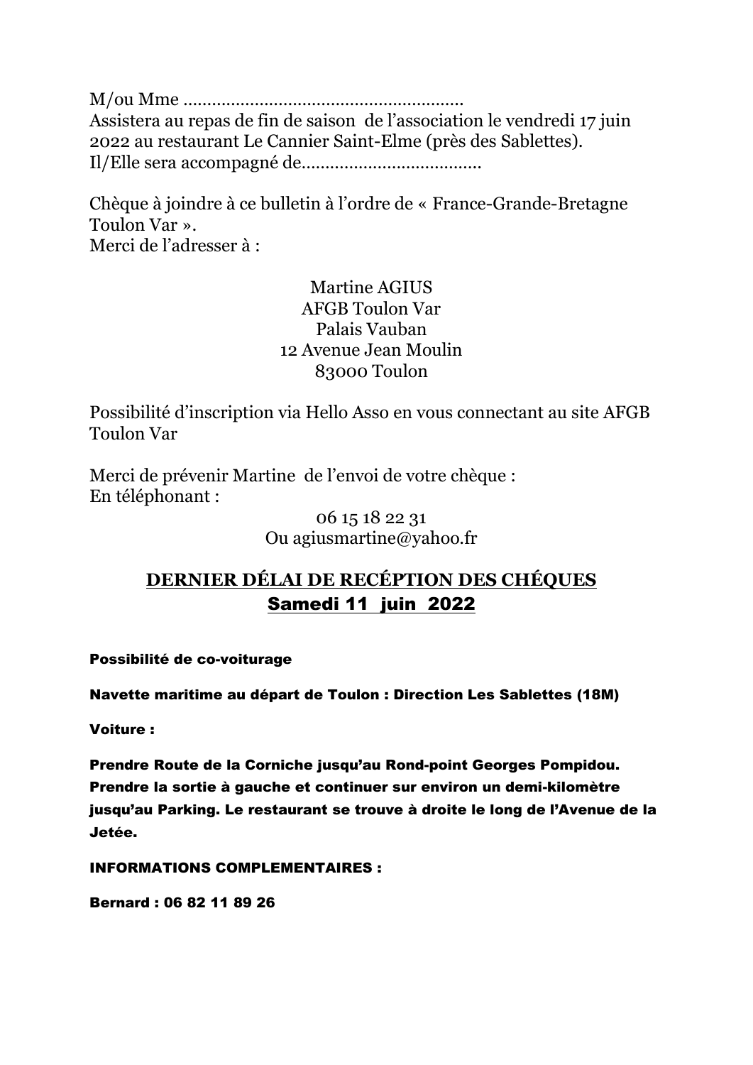M/ou Mme ..........................................................
Assistera au repas de fin de saison de l'association le vendredi 17 juin 2022 au restaurant Le Cannier Saint-Elme (près des Sablettes).
Il/Elle sera accompagné de.....................................

Chèque à joindre à ce bulletin à l'ordre de « France-Grande-Bretagne Toulon Var ».
Merci de l'adresser à :

Martine AGIUS
AFGB Toulon Var
Palais Vauban
12 Avenue Jean Moulin
83000 Toulon

Possibilité d'inscription via Hello Asso en vous connectant au site AFGB Toulon Var

Merci de prévenir Martine de l'envoi de votre chèque :
En téléphonant :

06 15 18 22 31
Ou agiusmartine@yahoo.fr

## DERNIER DÉLAI DE RECÉPTION DES CHÉQUES
## Samedi 11 juin 2022

**Possibilité de co-voiturage**

**Navette maritime au départ de Toulon : Direction Les Sablettes (18M)**

**Voiture :**

**Prendre Route de la Corniche jusqu'au Rond-point Georges Pompidou. Prendre la sortie à gauche et continuer sur environ un demi-kilomètre jusqu'au Parking. Le restaurant se trouve à droite le long de l'Avenue de la Jetée.**

**INFORMATIONS COMPLEMENTAIRES :**

**Bernard : 06 82 11 89 26**